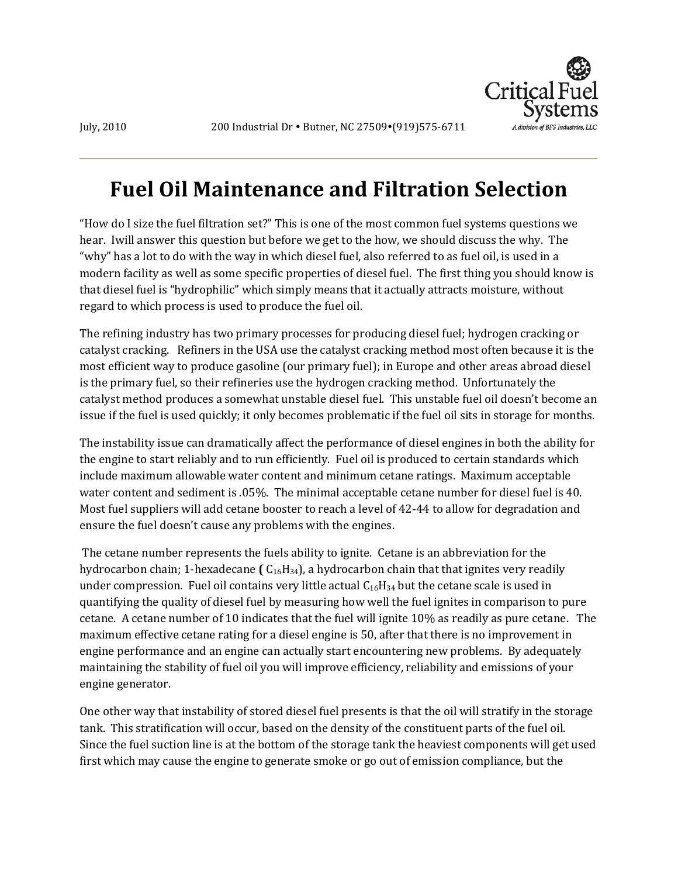July, 2010 200 Industrial Dr • Butner, NC 27509•(919)575-6711

Critical Fuel Systems
*A division of BFS Industries, LLC*

# Fuel Oil Maintenance and Filtration Selection

"How do I size the fuel filtration set?" This is one of the most common fuel systems questions we hear. Iwill answer this question but before we get to the how, we should discuss the why. The "why" has a lot to do with the way in which diesel fuel, also referred to as fuel oil, is used in a modern facility as well as some specific properties of diesel fuel. The first thing you should know is that diesel fuel is "hydrophilic" which simply means that it actually attracts moisture, without regard to which process is used to produce the fuel oil.

The refining industry has two primary processes for producing diesel fuel; hydrogen cracking or catalyst cracking. Refiners in the USA use the catalyst cracking method most often because it is the most efficient way to produce gasoline (our primary fuel); in Europe and other areas abroad diesel is the primary fuel, so their refineries use the hydrogen cracking method. Unfortunately the catalyst method produces a somewhat unstable diesel fuel. This unstable fuel oil doesn't become an issue if the fuel is used quickly; it only becomes problematic if the fuel oil sits in storage for months.

The instability issue can dramatically affect the performance of diesel engines in both the ability for the engine to start reliably and to run efficiently. Fuel oil is produced to certain standards which include maximum allowable water content and minimum cetane ratings. Maximum acceptable water content and sediment is .05%. The minimal acceptable cetane number for diesel fuel is 40. Most fuel suppliers will add cetane booster to reach a level of 42-44 to allow for degradation and ensure the fuel doesn't cause any problems with the engines.

The cetane number represents the fuels ability to ignite. Cetane is an abbreviation for the hydrocarbon chain; 1-hexadecane **(** $C_{16}H_{34}$), a hydrocarbon chain that that ignites very readily under compression. Fuel oil contains very little actual $C_{16}H_{34}$ but the cetane scale is used in quantifying the quality of diesel fuel by measuring how well the fuel ignites in comparison to pure cetane. A cetane number of 10 indicates that the fuel will ignite 10% as readily as pure cetane. The maximum effective cetane rating for a diesel engine is 50, after that there is no improvement in engine performance and an engine can actually start encountering new problems. By adequately maintaining the stability of fuel oil you will improve efficiency, reliability and emissions of your engine generator.

One other way that instability of stored diesel fuel presents is that the oil will stratify in the storage tank. This stratification will occur, based on the density of the constituent parts of the fuel oil. Since the fuel suction line is at the bottom of the storage tank the heaviest components will get used first which may cause the engine to generate smoke or go out of emission compliance, but the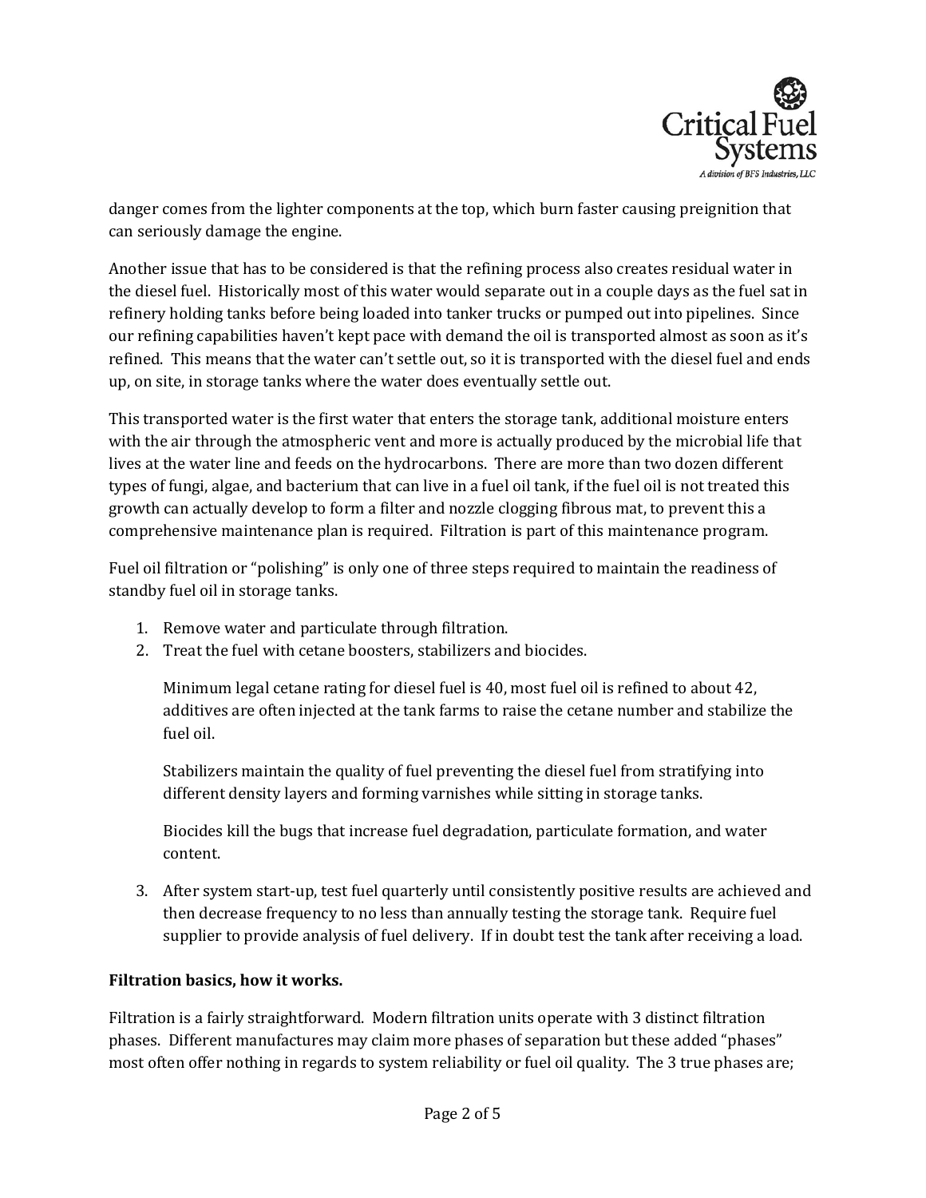danger comes from the lighter components at the top, which burn faster causing preignition that can seriously damage the engine.

Another issue that has to be considered is that the refining process also creates residual water in the diesel fuel. Historically most of this water would separate out in a couple days as the fuel sat in refinery holding tanks before being loaded into tanker trucks or pumped out into pipelines. Since our refining capabilities haven't kept pace with demand the oil is transported almost as soon as it's refined. This means that the water can't settle out, so it is transported with the diesel fuel and ends up, on site, in storage tanks where the water does eventually settle out.

This transported water is the first water that enters the storage tank, additional moisture enters with the air through the atmospheric vent and more is actually produced by the microbial life that lives at the water line and feeds on the hydrocarbons. There are more than two dozen different types of fungi, algae, and bacterium that can live in a fuel oil tank, if the fuel oil is not treated this growth can actually develop to form a filter and nozzle clogging fibrous mat, to prevent this a comprehensive maintenance plan is required. Filtration is part of this maintenance program.

Fuel oil filtration or "polishing" is only one of three steps required to maintain the readiness of standby fuel oil in storage tanks.

1. Remove water and particulate through filtration.
2. Treat the fuel with cetane boosters, stabilizers and biocides.

   Minimum legal cetane rating for diesel fuel is 40, most fuel oil is refined to about 42, additives are often injected at the tank farms to raise the cetane number and stabilize the fuel oil.

   Stabilizers maintain the quality of fuel preventing the diesel fuel from stratifying into different density layers and forming varnishes while sitting in storage tanks.

   Biocides kill the bugs that increase fuel degradation, particulate formation, and water content.

3. After system start-up, test fuel quarterly until consistently positive results are achieved and then decrease frequency to no less than annually testing the storage tank. Require fuel supplier to provide analysis of fuel delivery. If in doubt test the tank after receiving a load.

**Filtration basics, how it works.**

Filtration is a fairly straightforward. Modern filtration units operate with 3 distinct filtration phases. Different manufactures may claim more phases of separation but these added "phases" most often offer nothing in regards to system reliability or fuel oil quality. The 3 true phases are;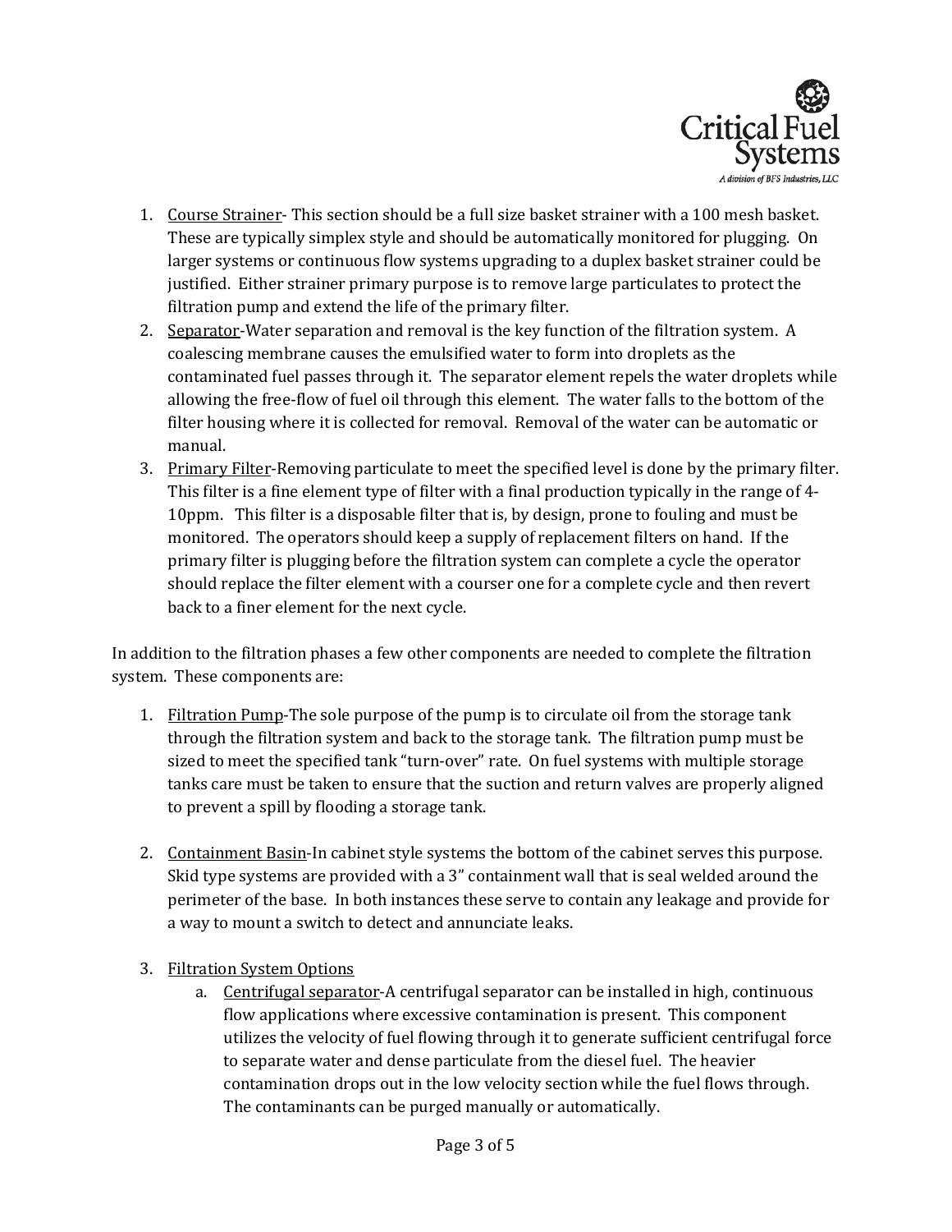1. Course Strainer- This section should be a full size basket strainer with a 100 mesh basket. These are typically simplex style and should be automatically monitored for plugging. On larger systems or continuous flow systems upgrading to a duplex basket strainer could be justified. Either strainer primary purpose is to remove large particulates to protect the filtration pump and extend the life of the primary filter.
2. Separator-Water separation and removal is the key function of the filtration system. A coalescing membrane causes the emulsified water to form into droplets as the contaminated fuel passes through it. The separator element repels the water droplets while allowing the free-flow of fuel oil through this element. The water falls to the bottom of the filter housing where it is collected for removal. Removal of the water can be automatic or manual.
3. Primary Filter-Removing particulate to meet the specified level is done by the primary filter. This filter is a fine element type of filter with a final production typically in the range of 4-10ppm. This filter is a disposable filter that is, by design, prone to fouling and must be monitored. The operators should keep a supply of replacement filters on hand. If the primary filter is plugging before the filtration system can complete a cycle the operator should replace the filter element with a courser one for a complete cycle and then revert back to a finer element for the next cycle.

In addition to the filtration phases a few other components are needed to complete the filtration system. These components are:

1. Filtration Pump-The sole purpose of the pump is to circulate oil from the storage tank through the filtration system and back to the storage tank. The filtration pump must be sized to meet the specified tank "turn-over" rate. On fuel systems with multiple storage tanks care must be taken to ensure that the suction and return valves are properly aligned to prevent a spill by flooding a storage tank.

2. Containment Basin-In cabinet style systems the bottom of the cabinet serves this purpose. Skid type systems are provided with a 3" containment wall that is seal welded around the perimeter of the base. In both instances these serve to contain any leakage and provide for a way to mount a switch to detect and annunciate leaks.

3. Filtration System Options
   a. Centrifugal separator-A centrifugal separator can be installed in high, continuous flow applications where excessive contamination is present. This component utilizes the velocity of fuel flowing through it to generate sufficient centrifugal force to separate water and dense particulate from the diesel fuel. The heavier contamination drops out in the low velocity section while the fuel flows through. The contaminants can be purged manually or automatically.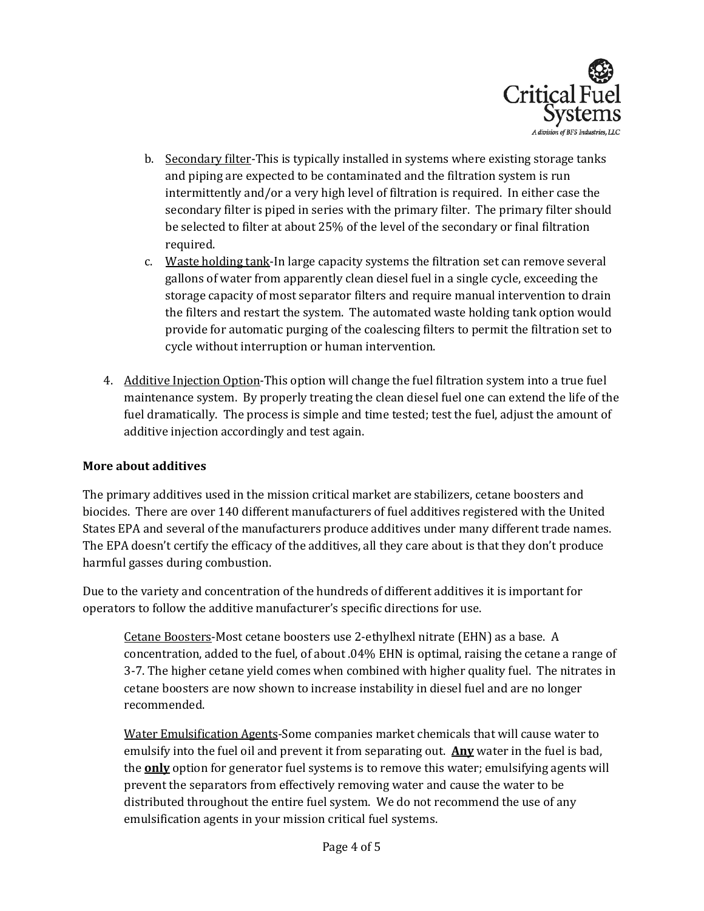b. Secondary filter-This is typically installed in systems where existing storage tanks and piping are expected to be contaminated and the filtration system is run intermittently and/or a very high level of filtration is required. In either case the secondary filter is piped in series with the primary filter. The primary filter should be selected to filter at about 25% of the level of the secondary or final filtration required.

c. Waste holding tank-In large capacity systems the filtration set can remove several gallons of water from apparently clean diesel fuel in a single cycle, exceeding the storage capacity of most separator filters and require manual intervention to drain the filters and restart the system. The automated waste holding tank option would provide for automatic purging of the coalescing filters to permit the filtration set to cycle without interruption or human intervention.

4. Additive Injection Option-This option will change the fuel filtration system into a true fuel maintenance system. By properly treating the clean diesel fuel one can extend the life of the fuel dramatically. The process is simple and time tested; test the fuel, adjust the amount of additive injection accordingly and test again.

**More about additives**

The primary additives used in the mission critical market are stabilizers, cetane boosters and biocides. There are over 140 different manufacturers of fuel additives registered with the United States EPA and several of the manufacturers produce additives under many different trade names. The EPA doesn't certify the efficacy of the additives, all they care about is that they don't produce harmful gasses during combustion.

Due to the variety and concentration of the hundreds of different additives it is important for operators to follow the additive manufacturer's specific directions for use.

Cetane Boosters-Most cetane boosters use 2-ethylhexl nitrate (EHN) as a base. A concentration, added to the fuel, of about .04% EHN is optimal, raising the cetane a range of 3-7. The higher cetane yield comes when combined with higher quality fuel. The nitrates in cetane boosters are now shown to increase instability in diesel fuel and are no longer recommended.

Water Emulsification Agents-Some companies market chemicals that will cause water to emulsify into the fuel oil and prevent it from separating out. **Any** water in the fuel is bad, the **only** option for generator fuel systems is to remove this water; emulsifying agents will prevent the separators from effectively removing water and cause the water to be distributed throughout the entire fuel system. We do not recommend the use of any emulsification agents in your mission critical fuel systems.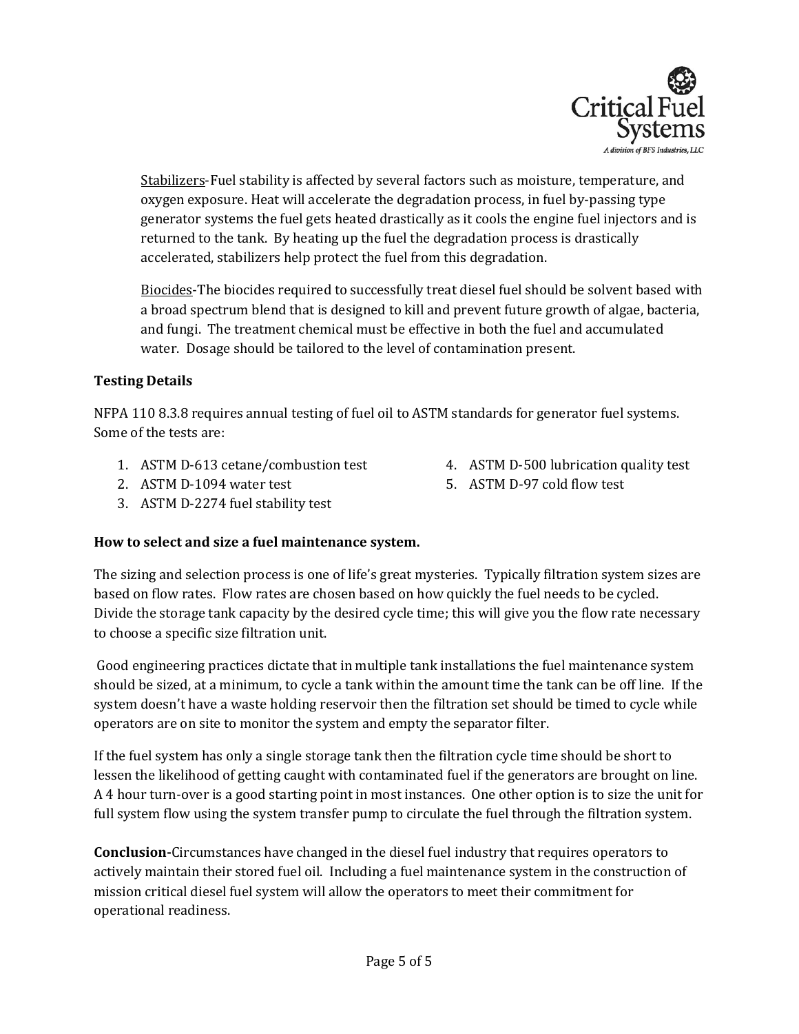<u>Stabilizers</u>-Fuel stability is affected by several factors such as moisture, temperature, and oxygen exposure. Heat will accelerate the degradation process, in fuel by-passing type generator systems the fuel gets heated drastically as it cools the engine fuel injectors and is returned to the tank. By heating up the fuel the degradation process is drastically accelerated, stabilizers help protect the fuel from this degradation.

<u>Biocides</u>-The biocides required to successfully treat diesel fuel should be solvent based with a broad spectrum blend that is designed to kill and prevent future growth of algae, bacteria, and fungi. The treatment chemical must be effective in both the fuel and accumulated water. Dosage should be tailored to the level of contamination present.

**Testing Details**

NFPA 110 8.3.8 requires annual testing of fuel oil to ASTM standards for generator fuel systems. Some of the tests are:

1. ASTM D-613 cetane/combustion test
2. ASTM D-1094 water test
3. ASTM D-2274 fuel stability test
4. ASTM D-500 lubrication quality test
5. ASTM D-97 cold flow test

**How to select and size a fuel maintenance system.**

The sizing and selection process is one of life's great mysteries. Typically filtration system sizes are based on flow rates. Flow rates are chosen based on how quickly the fuel needs to be cycled. Divide the storage tank capacity by the desired cycle time; this will give you the flow rate necessary to choose a specific size filtration unit.

Good engineering practices dictate that in multiple tank installations the fuel maintenance system should be sized, at a minimum, to cycle a tank within the amount time the tank can be off line. If the system doesn't have a waste holding reservoir then the filtration set should be timed to cycle while operators are on site to monitor the system and empty the separator filter.

If the fuel system has only a single storage tank then the filtration cycle time should be short to lessen the likelihood of getting caught with contaminated fuel if the generators are brought on line. A 4 hour turn-over is a good starting point in most instances. One other option is to size the unit for full system flow using the system transfer pump to circulate the fuel through the filtration system.

**Conclusion-**Circumstances have changed in the diesel fuel industry that requires operators to actively maintain their stored fuel oil. Including a fuel maintenance system in the construction of mission critical diesel fuel system will allow the operators to meet their commitment for operational readiness.